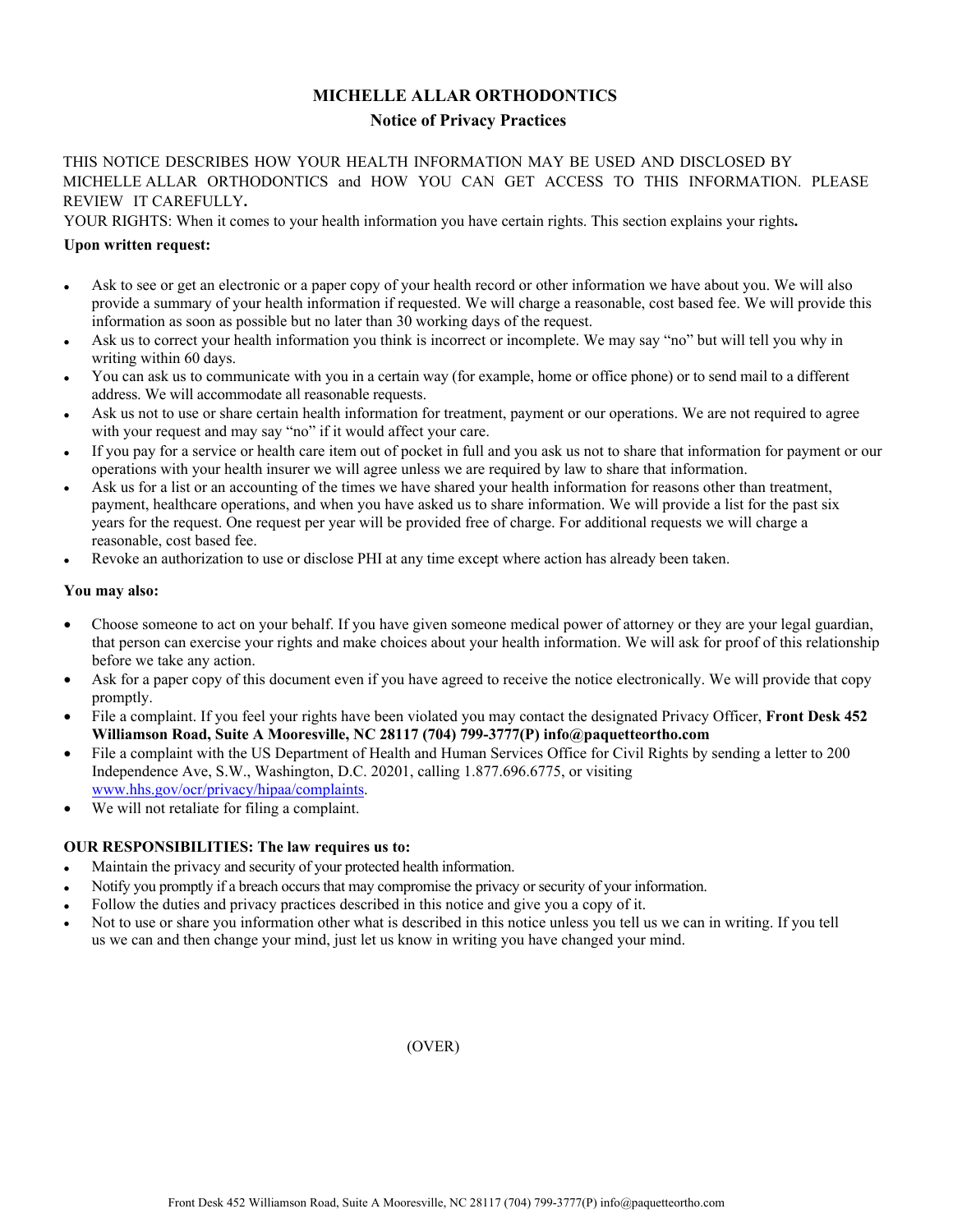# MICHELLE ALLAR ORTHODONTICS

## Notice of Privacy Practices

THIS NOTICE DESCRIBES HOW YOUR HEALTH INFORMATION MAY BE USED AND DISCLOSED BY MICHELLE ALLAR ORTHODONTICS and HOW YOU CAN GET ACCESS TO THIS INFORMATION. PLEASE REVIEW IT CAREFULLY.

YOUR RIGHTS: When it comes to your health information you have certain rights. This section explains your rights**.**

**Upon written request:**

- Ask to see or get an electronic or a paper copy of your health record or other information we have about you. We will also provide a summary of your health information if requested. We will charge a reasonable, cost based fee. We will provide this information as soon as possible but no later than 30 working days of the request.
- Ask us to correct your health information you think is incorrect or incomplete. We may say "no" but will tell you why in writing within 60 days.
- You can ask us to communicate with you in a certain way (for example, home or office phone) or to send mail to a different address. We will accommodate all reasonable requests.
- Ask us not to use or share certain health information for treatment, payment or our operations. We are not required to agree with your request and may say "no" if it would affect your care.
- If you pay for a service or health care item out of pocket in full and you ask us not to share that information for payment or our operations with your health insurer we will agree unless we are required by law to share that information.
- Ask us for a list or an accounting of the times we have shared your health information for reasons other than treatment, payment, healthcare operations, and when you have asked us to share information. We will provide a list for the past six years for the request. One request per year will be provided free of charge. For additional requests we will charge a reasonable, cost based fee.
- Revoke an authorization to use or disclose PHI at any time except where action has already been taken.

**You may also:**

- Choose someone to act on your behalf. If you have given someone medical power of attorney or they are your legal guardian, that person can exercise your rights and make choices about your health information. We will ask for proof of this relationship before we take any action.
- Ask for a paper copy of this document even if you have agreed to receive the notice electronically. We will provide that copy promptly.
- File a complaint. If you feel your rights have been violated you may contact the designated Privacy Officer, **Front Desk 452 Williamson Road, Suite A Mooresville, NC 28117 (704) 799-3777(P) info@paquetteortho.com**
- File a complaint with the US Department of Health and Human Services Office for Civil Rights by sending a letter to 200 Independence Ave, S.W., Washington, D.C. 20201, calling 1.877.696.6775, or visiting www.hhs.gov/ocr/privacy/hipaa/complaints.
- We will not retaliate for filing a complaint.

**OUR RESPONSIBILITIES: The law requires us to:**

- Maintain the privacy and security of your protected health information.
- Notify you promptly if a breach occurs that may compromise the privacy or security of your information.
- Follow the duties and privacy practices described in this notice and give you a copy of it.
- Not to use or share you information other what is described in this notice unless you tell us we can in writing. If you tell us we can and then change your mind, just let us know in writing you have changed your mind.

(OVER)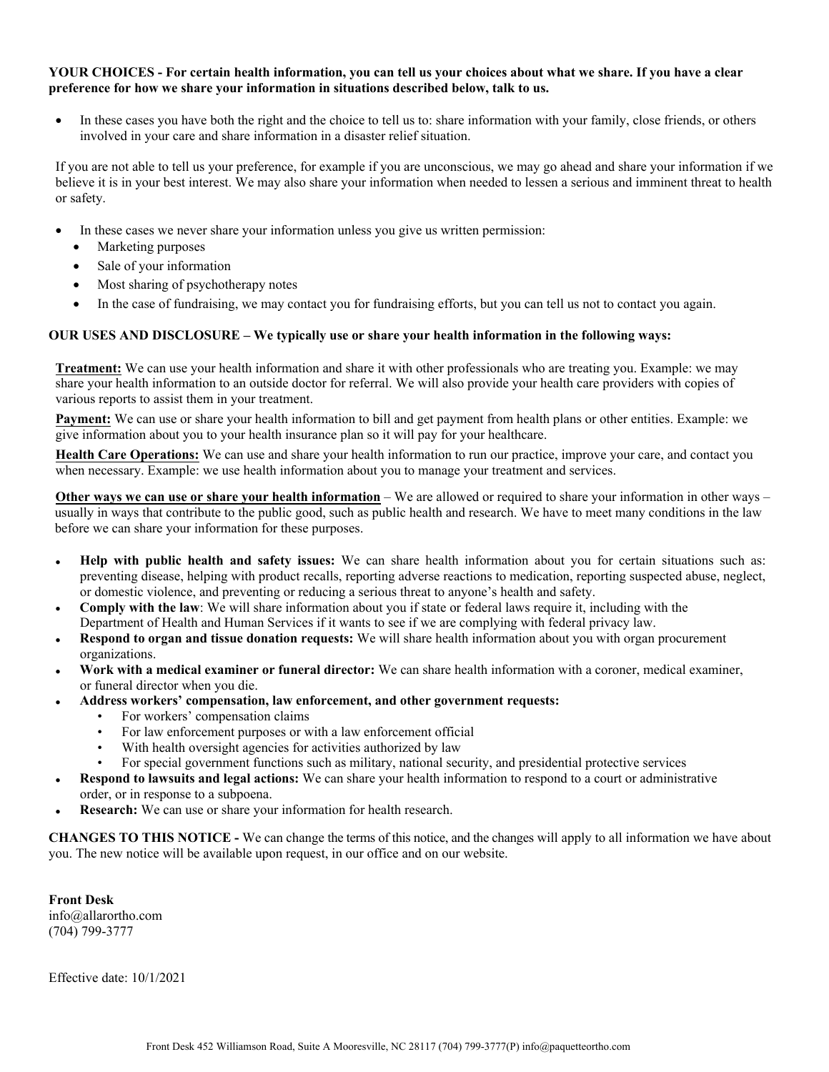**YOUR CHOICES - For certain health information, you can tell us your choices about what we share. If you have a clear preference for how we share your information in situations described below, talk to us.**

- In these cases you have both the right and the choice to tell us to: share information with your family, close friends, or others involved in your care and share information in a disaster relief situation.

If you are not able to tell us your preference, for example if you are unconscious, we may go ahead and share your information if we believe it is in your best interest. We may also share your information when needed to lessen a serious and imminent threat to health or safety.

- In these cases we never share your information unless you give us written permission:
  - Marketing purposes
  - Sale of your information
  - Most sharing of psychotherapy notes
  - In the case of fundraising, we may contact you for fundraising efforts, but you can tell us not to contact you again.

**OUR USES AND DISCLOSURE – We typically use or share your health information in the following ways:**

**Treatment:** We can use your health information and share it with other professionals who are treating you. Example: we may share your health information to an outside doctor for referral. We will also provide your health care providers with copies of various reports to assist them in your treatment.

**Payment:** We can use or share your health information to bill and get payment from health plans or other entities. Example: we give information about you to your health insurance plan so it will pay for your healthcare.

**Health Care Operations:** We can use and share your health information to run our practice, improve your care, and contact you when necessary. Example: we use health information about you to manage your treatment and services.

**Other ways we can use or share your health information** – We are allowed or required to share your information in other ways – usually in ways that contribute to the public good, such as public health and research. We have to meet many conditions in the law before we can share your information for these purposes.

- **Help with public health and safety issues:** We can share health information about you for certain situations such as: preventing disease, helping with product recalls, reporting adverse reactions to medication, reporting suspected abuse, neglect, or domestic violence, and preventing or reducing a serious threat to anyone's health and safety.
- **Comply with the law**: We will share information about you if state or federal laws require it, including with the Department of Health and Human Services if it wants to see if we are complying with federal privacy law.
- **Respond to organ and tissue donation requests:** We will share health information about you with organ procurement organizations.
- **Work with a medical examiner or funeral director:** We can share health information with a coroner, medical examiner, or funeral director when you die.
- **Address workers' compensation, law enforcement, and other government requests:**
  - For workers' compensation claims
  - For law enforcement purposes or with a law enforcement official
  - With health oversight agencies for activities authorized by law
  - For special government functions such as military, national security, and presidential protective services
- **Respond to lawsuits and legal actions:** We can share your health information to respond to a court or administrative order, or in response to a subpoena.
- **Research:** We can use or share your information for health research.

**CHANGES TO THIS NOTICE -** We can change the terms of this notice, and the changes will apply to all information we have about you. The new notice will be available upon request, in our office and on our website.

**Front Desk**
info@allarortho.com
(704) 799-3777

Effective date: 10/1/2021

Front Desk 452 Williamson Road, Suite A Mooresville, NC 28117 (704) 799-3777(P) info@paquetteortho.com